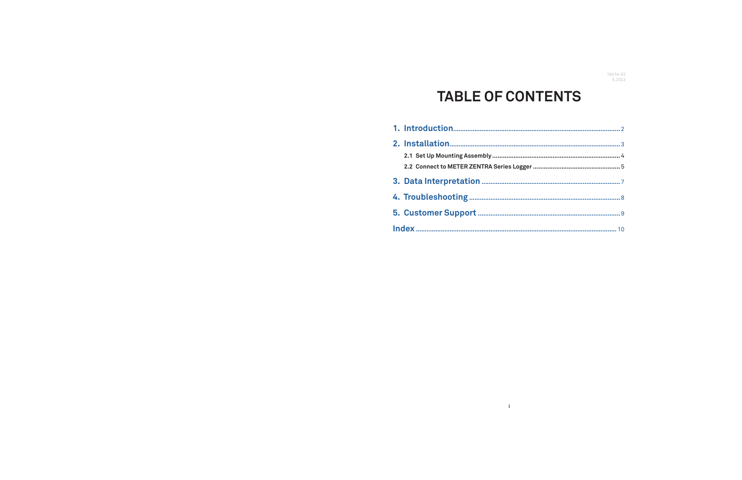18474-02
5.2022

# TABLE OF CONTENTS

1. Introduction ............................................................ 2
2. Installation ............................................................ 3
   - 2.1 Set Up Mounting Assembly ............................................................ 4
   - 2.2 Connect to METER ZENTRA Series Logger ............................................................ 5
3. Data Interpretation ............................................................ 7
4. Troubleshooting ............................................................ 8
5. Customer Support ............................................................ 9

Index ............................................................ 10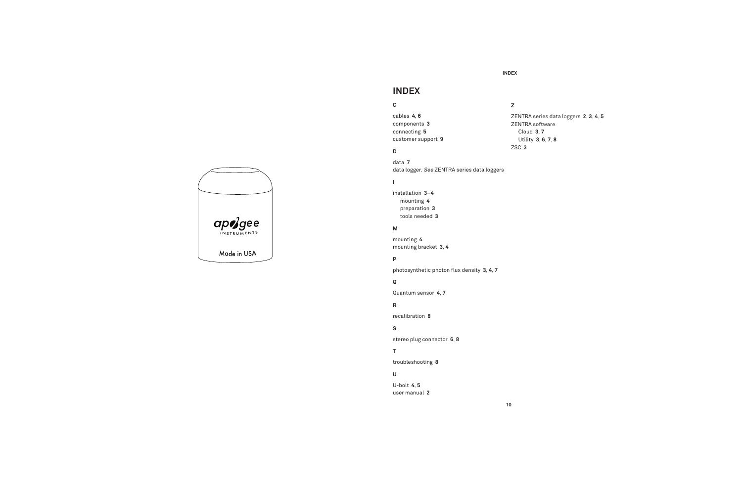# INDEX

**C**

cables **4**, **6**
components **3**
connecting **5**
customer support **9**

**D**

data **7**
data logger. *See* ZENTRA series data loggers

**I**

installation **3–4**
  mounting **4**
  preparation **3**
  tools needed **3**

**M**

mounting **4**
mounting bracket **3**, **4**

**P**

photosynthetic photon flux density **3**, **4**, **7**

**Q**

Quantum sensor **4**, **7**

**R**

recalibration **8**

**S**

stereo plug connector **6**, **8**

**T**

troubleshooting **8**

**U**

U-bolt **4**, **5**
user manual **2**

**Z**

ZENTRA series data loggers **2**, **3**, **4**, **5**
ZENTRA software
  Cloud **3**, **7**
  Utility **3**, **6**, **7**, **8**
ZSC **3**

apogee INSTRUMENTS

Made in USA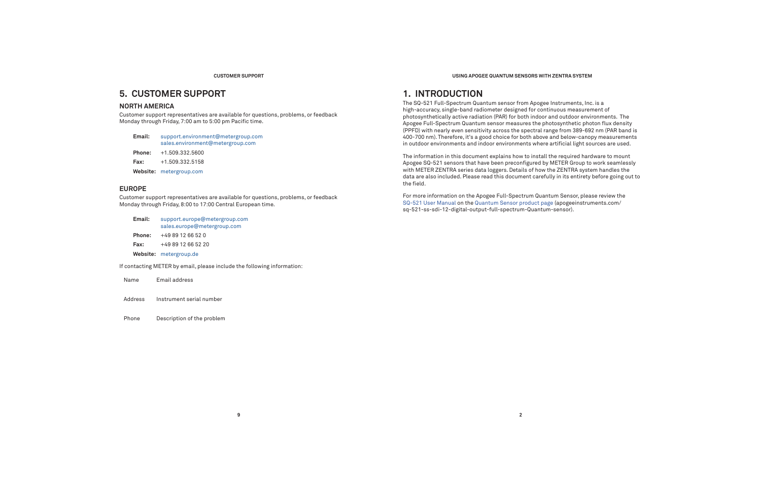# 5. CUSTOMER SUPPORT

## NORTH AMERICA

Customer support representatives are available for questions, problems, or feedback Monday through Friday, 7:00 am to 5:00 pm Pacific time.

**Email:** support.environment@metergroup.com
sales.environment@metergroup.com

**Phone:** +1.509.332.5600

**Fax:** +1.509.332.5158

**Website:** metergroup.com

## EUROPE

Customer support representatives are available for questions, problems, or feedback Monday through Friday, 8:00 to 17:00 Central European time.

**Email:** support.europe@metergroup.com
sales.europe@metergroup.com

**Phone:** +49 89 12 66 52 0

**Fax:** +49 89 12 66 52 20

**Website:** metergroup.de

If contacting METER by email, please include the following information:

| | |
|---|---|
| Name | Email address |
| Address | Instrument serial number |
| Phone | Description of the problem |

# 1. INTRODUCTION

The SQ-521 Full-Spectrum Quantum sensor from Apogee Instruments, Inc. is a high-accuracy, single-band radiometer designed for continuous measurement of photosynthetically active radiation (PAR) for both indoor and outdoor environments. The Apogee Full-Spectrum Quantum sensor measures the photosynthetic photon flux density (PPFD) with nearly even sensitivity across the spectral range from 389-692 nm (PAR band is 400-700 nm). Therefore, it's a good choice for both above and below-canopy measurements in outdoor environments and indoor environments where artificial light sources are used.

The information in this document explains how to install the required hardware to mount Apogee SQ-521 sensors that have been preconfigured by METER Group to work seamlessly with METER ZENTRA series data loggers. Details of how the ZENTRA system handles the data are also included. Please read this document carefully in its entirety before going out to the field.

For more information on the Apogee Full-Spectrum Quantum Sensor, please review the SQ-521 User Manual on the Quantum Sensor product page (apogeeinstruments.com/sq-521-ss-sdi-12-digital-output-full-spectrum-Quantum-sensor).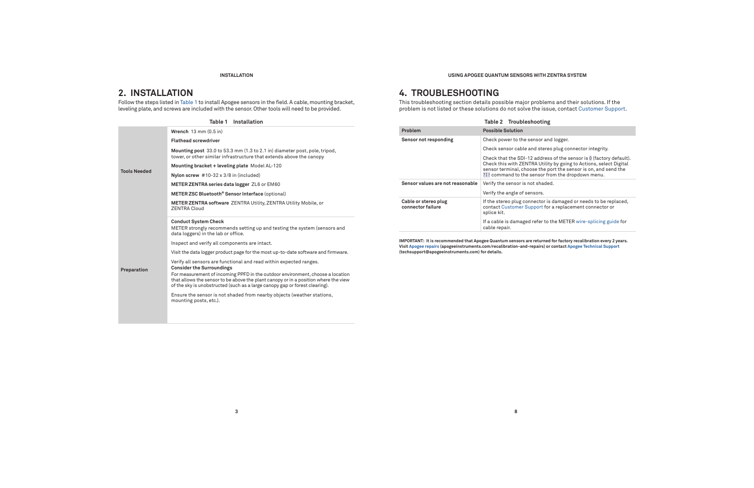## 2. INSTALLATION

Follow the steps listed in Table 1 to install Apogee sensors in the field. A cable, mounting bracket, leveling plate, and screws are included with the sensor. Other tools will need to be provided.

**Table 1 Installation**

| | |
|---|---|
| **Tools Needed** | **Wrench** 13 mm (0.5 in) |
| | **Flathead screwdriver** |
| | **Mounting post** 33.0 to 53.3 mm (1.3 to 2.1 in) diameter post, pole, tripod, tower, or other similar infrastructure that extends above the canopy |
| | **Mounting bracket + leveling plate** Model AL-120 |
| | **Nylon screw** #10-32 x 3/8 in (included) |
| | **METER ZENTRA series data logger** ZL6 or EM60 |
| | **METER ZSC Bluetooth® Sensor Interface** (optional) |
| | **METER ZENTRA software** ZENTRA Utility, ZENTRA Utility Mobile, or ZENTRA Cloud |
| **Preparation** | **Conduct System Check** METER strongly recommends setting up and testing the system (sensors and data loggers) in the lab or office. |
| | Inspect and verify all components are intact. |
| | Visit the data logger product page for the most up-to-date software and firmware. |
| | Verify all sensors are functional and read within expected ranges. **Consider the Surroundings** For measurement of incoming PPFD in the outdoor environment, choose a location that allows the sensor to be above the plant canopy or in a position where the view of the sky is unobstructed (such as a large canopy gap or forest clearing). |
| | Ensure the sensor is not shaded from nearby objects (weather stations, mounting posts, etc.). |

## 4. TROUBLESHOOTING

This troubleshooting section details possible major problems and their solutions. If the problem is not listed or these solutions do not solve the issue, contact Customer Support.

**Table 2 Troubleshooting**

| Problem | Possible Solution |
|---|---|
| **Sensor not responding** | Check power to the sensor and logger. |
| | Check sensor cable and stereo plug connector integrity. |
| | Check that the SDI-12 address of the sensor is 0 (factory default). Check this with ZENTRA Utility by going to Actions, select Digital sensor terminal, choose the port the sensor is on, and send the ?I! command to the sensor from the dropdown menu. |
| **Sensor values are not reasonable** | Verify the sensor is not shaded. |
| | Verify the angle of sensors. |
| **Cable or stereo plug connector failure** | If the stereo plug connector is damaged or needs to be replaced, contact Customer Support for a replacement connector or splice kit. |
| | If a cable is damaged refer to the METER wire-splicing guide for cable repair. |

**IMPORTANT: It is recommended that Apogee Quantum sensors are returned for factory recalibration every 2 years. Visit Apogee repairs (apogeeinstruments.com/recalibration-and-repairs) or contact Apogee Technical Support (techsupport@apogeeinstruments.com) for details.**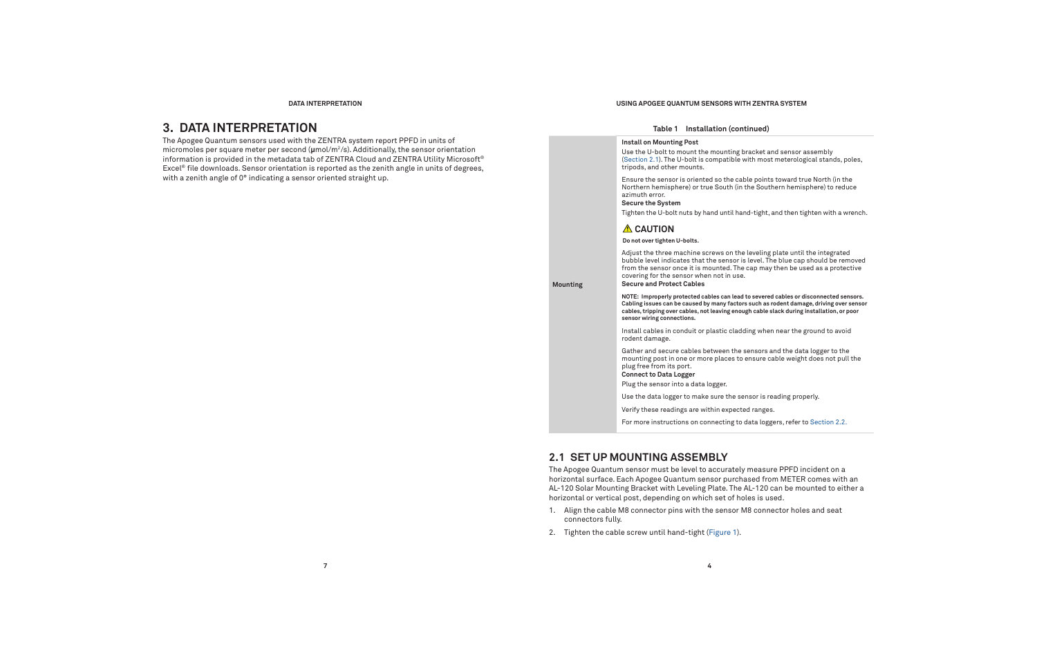# 3. DATA INTERPRETATION

The Apogee Quantum sensors used with the ZENTRA system report PPFD in units of micromoles per square meter per second (µmol/$m^2$/s). Additionally, the sensor orientation information is provided in the metadata tab of ZENTRA Cloud and ZENTRA Utility Microsoft® Excel® file downloads. Sensor orientation is reported as the zenith angle in units of degrees, with a zenith angle of 0° indicating a sensor oriented straight up.

Table 1 Installation (continued)

| | |
|---|---|
| Mounting | **Install on Mounting Post**<br>Use the U-bolt to mount the mounting bracket and sensor assembly (Section 2.1). The U-bolt is compatible with most meterological stands, poles, tripods, and other mounts.<br>Ensure the sensor is oriented so the cable points toward true North (in the Northern hemisphere) or true South (in the Southern hemisphere) to reduce azimuth error.<br>**Secure the System**<br>Tighten the U-bolt nuts by hand until hand-tight, and then tighten with a wrench.<br>⚠ **CAUTION**<br>**Do not over tighten U-bolts.**<br>Adjust the three machine screws on the leveling plate until the integrated bubble level indicates that the sensor is level. The blue cap should be removed from the sensor once it is mounted. The cap may then be used as a protective covering for the sensor when not in use.<br>**Secure and Protect Cables**<br>**NOTE: Improperly protected cables can lead to severed cables or disconnected sensors. Cabling issues can be caused by many factors such as rodent damage, driving over sensor cables, tripping over cables, not leaving enough cable slack during installation, or poor sensor wiring connections.**<br>Install cables in conduit or plastic cladding when near the ground to avoid rodent damage.<br>Gather and secure cables between the sensors and the data logger to the mounting post in one or more places to ensure cable weight does not pull the plug free from its port.<br>**Connect to Data Logger**<br>Plug the sensor into a data logger.<br>Use the data logger to make sure the sensor is reading properly.<br>Verify these readings are within expected ranges.<br>For more instructions on connecting to data loggers, refer to Section 2.2. |

## 2.1 SET UP MOUNTING ASSEMBLY

The Apogee Quantum sensor must be level to accurately measure PPFD incident on a horizontal surface. Each Apogee Quantum sensor purchased from METER comes with an AL-120 Solar Mounting Bracket with Leveling Plate. The AL-120 can be mounted to either a horizontal or vertical post, depending on which set of holes is used.

1. Align the cable M8 connector pins with the sensor M8 connector holes and seat connectors fully.
2. Tighten the cable screw until hand-tight (Figure 1).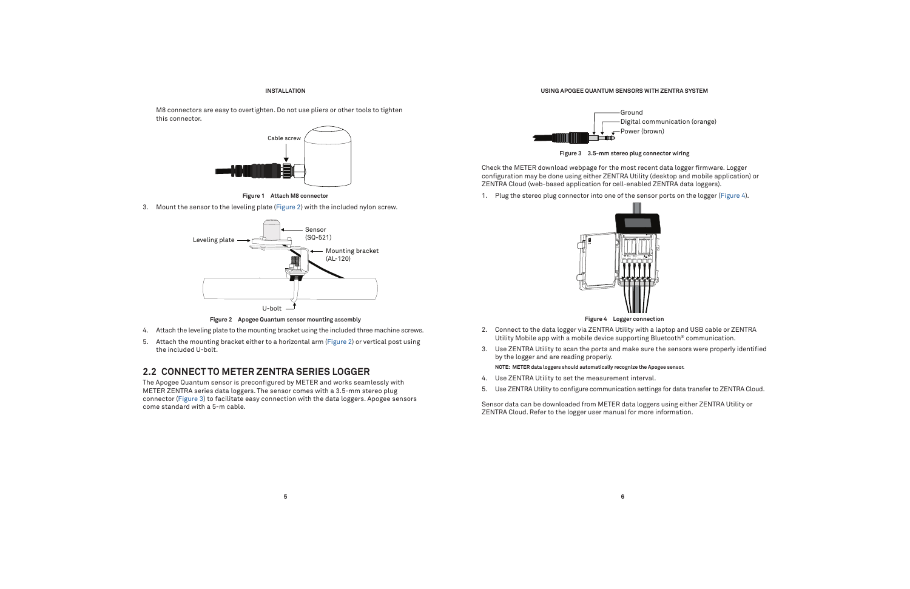M8 connectors are easy to overtighten. Do not use pliers or other tools to tighten this connector.

Cable screw

Figure 1 Attach M8 connector

3. Mount the sensor to the leveling plate (Figure 2) with the included nylon screw.

Leveling plate

Sensor
(SQ-521)

Mounting bracket
(AL-120)

U-bolt

Figure 2 Apogee Quantum sensor mounting assembly

4. Attach the leveling plate to the mounting bracket using the included three machine screws.
5. Attach the mounting bracket either to a horizontal arm (Figure 2) or vertical post using the included U-bolt.

## 2.2 CONNECT TO METER ZENTRA SERIES LOGGER

The Apogee Quantum sensor is preconfigured by METER and works seamlessly with METER ZENTRA series data loggers. The sensor comes with a 3.5-mm stereo plug connector (Figure 3) to facilitate easy connection with the data loggers. Apogee sensors come standard with a 5-m cable.

Ground
Digital communication (orange)
Power (brown)

Figure 3 3.5-mm stereo plug connector wiring

Check the METER download webpage for the most recent data logger firmware. Logger configuration may be done using either ZENTRA Utility (desktop and mobile application) or ZENTRA Cloud (web-based application for cell-enabled ZENTRA data loggers).

1. Plug the stereo plug connector into one of the sensor ports on the logger (Figure 4).

Figure 4 Logger connection

2. Connect to the data logger via ZENTRA Utility with a laptop and USB cable or ZENTRA Utility Mobile app with a mobile device supporting Bluetooth® communication.
3. Use ZENTRA Utility to scan the ports and make sure the sensors were properly identified by the logger and are reading properly.

   **NOTE: METER data loggers should automatically recognize the Apogee sensor.**

4. Use ZENTRA Utility to set the measurement interval.
5. Use ZENTRA Utility to configure communication settings for data transfer to ZENTRA Cloud.

Sensor data can be downloaded from METER data loggers using either ZENTRA Utility or ZENTRA Cloud. Refer to the logger user manual for more information.